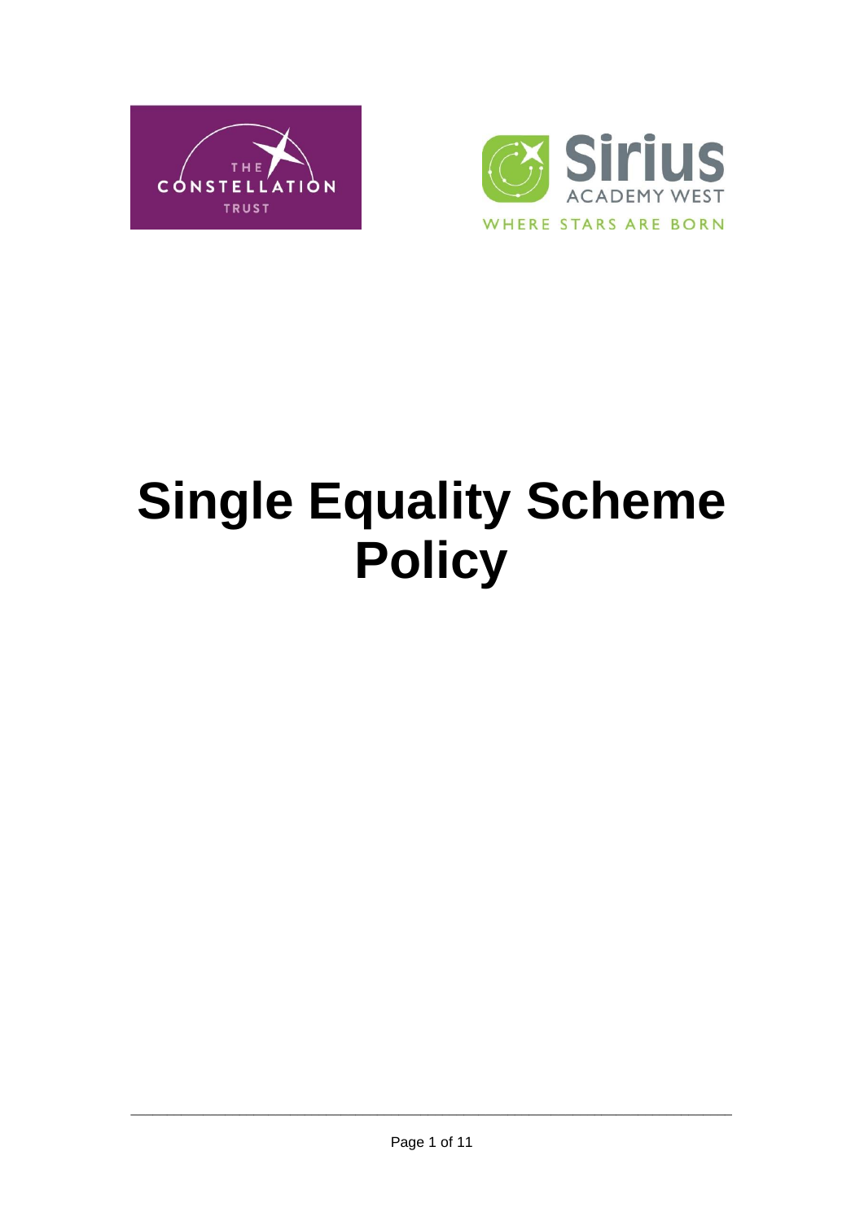THE CONSTELLATION TRUST

Sirius ACADEMY WEST

WHERE STARS ARE BORN

# Single Equality Scheme Policy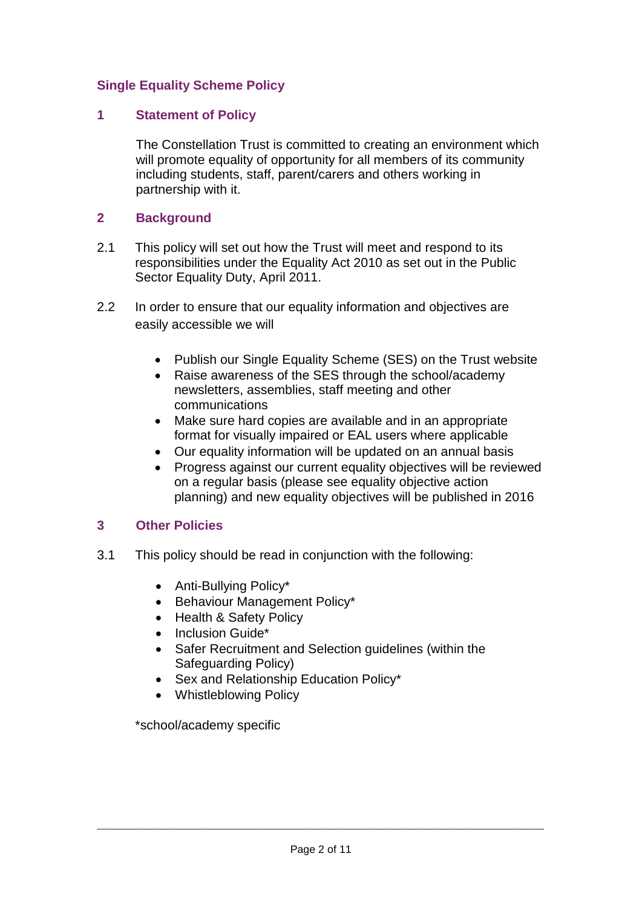# Single Equality Scheme Policy

## 1 Statement of Policy

The Constellation Trust is committed to creating an environment which will promote equality of opportunity for all members of its community including students, staff, parent/carers and others working in partnership with it.

## 2 Background

2.1 This policy will set out how the Trust will meet and respond to its responsibilities under the Equality Act 2010 as set out in the Public Sector Equality Duty, April 2011.

2.2 In order to ensure that our equality information and objectives are easily accessible we will

- Publish our Single Equality Scheme (SES) on the Trust website
- Raise awareness of the SES through the school/academy newsletters, assemblies, staff meeting and other communications
- Make sure hard copies are available and in an appropriate format for visually impaired or EAL users where applicable
- Our equality information will be updated on an annual basis
- Progress against our current equality objectives will be reviewed on a regular basis (please see equality objective action planning) and new equality objectives will be published in 2016

## 3 Other Policies

3.1 This policy should be read in conjunction with the following:

- Anti-Bullying Policy*
- Behaviour Management Policy*
- Health & Safety Policy
- Inclusion Guide*
- Safer Recruitment and Selection guidelines (within the Safeguarding Policy)
- Sex and Relationship Education Policy*
- Whistleblowing Policy

*school/academy specific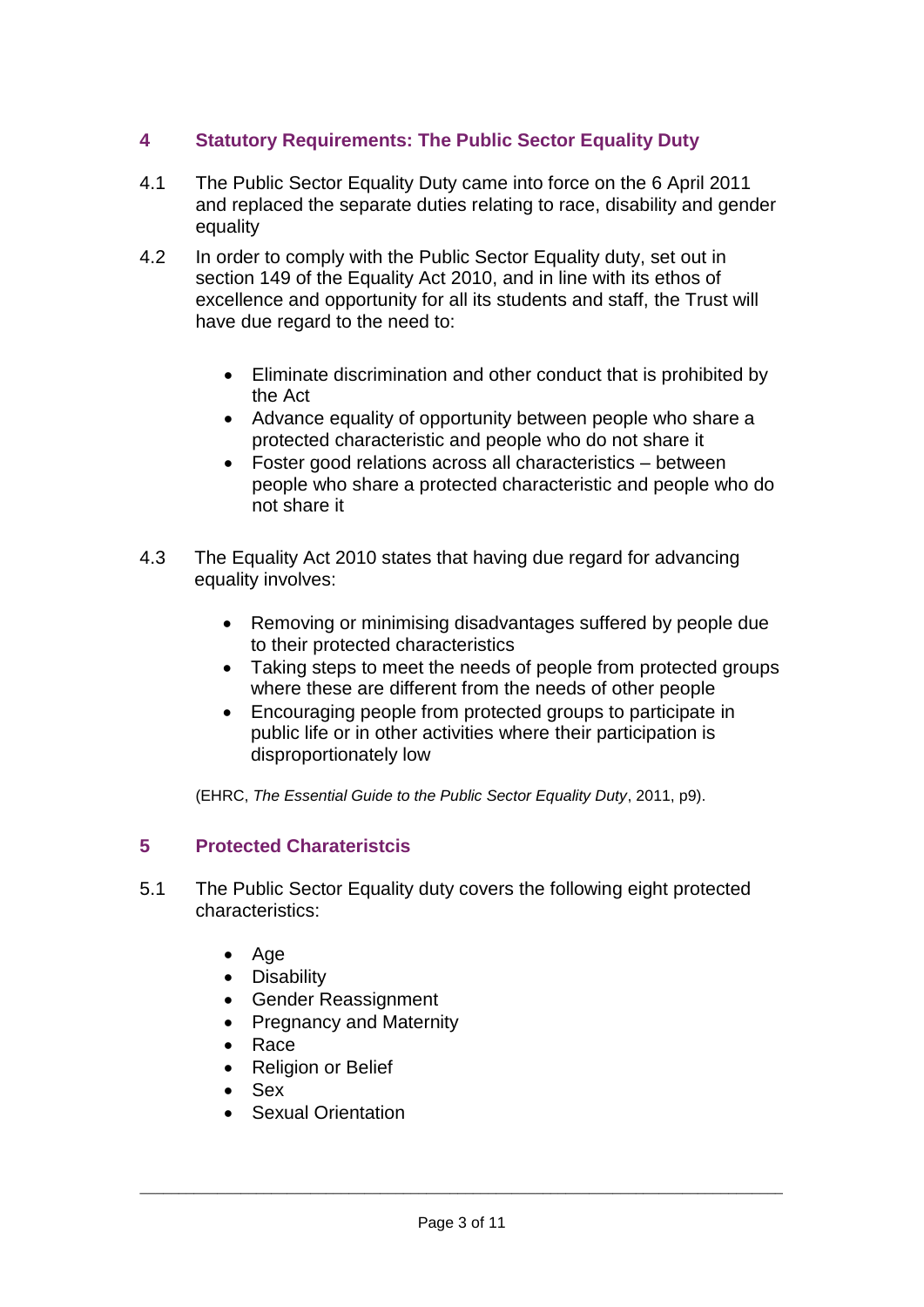## 4 Statutory Requirements: The Public Sector Equality Duty

4.1 The Public Sector Equality Duty came into force on the 6 April 2011 and replaced the separate duties relating to race, disability and gender equality

4.2 In order to comply with the Public Sector Equality duty, set out in section 149 of the Equality Act 2010, and in line with its ethos of excellence and opportunity for all its students and staff, the Trust will have due regard to the need to:

- Eliminate discrimination and other conduct that is prohibited by the Act
- Advance equality of opportunity between people who share a protected characteristic and people who do not share it
- Foster good relations across all characteristics – between people who share a protected characteristic and people who do not share it

4.3 The Equality Act 2010 states that having due regard for advancing equality involves:

- Removing or minimising disadvantages suffered by people due to their protected characteristics
- Taking steps to meet the needs of people from protected groups where these are different from the needs of other people
- Encouraging people from protected groups to participate in public life or in other activities where their participation is disproportionately low

(EHRC, *The Essential Guide to the Public Sector Equality Duty*, 2011, p9).

## 5 Protected Charateristcis

5.1 The Public Sector Equality duty covers the following eight protected characteristics:

- Age
- Disability
- Gender Reassignment
- Pregnancy and Maternity
- Race
- Religion or Belief
- Sex
- Sexual Orientation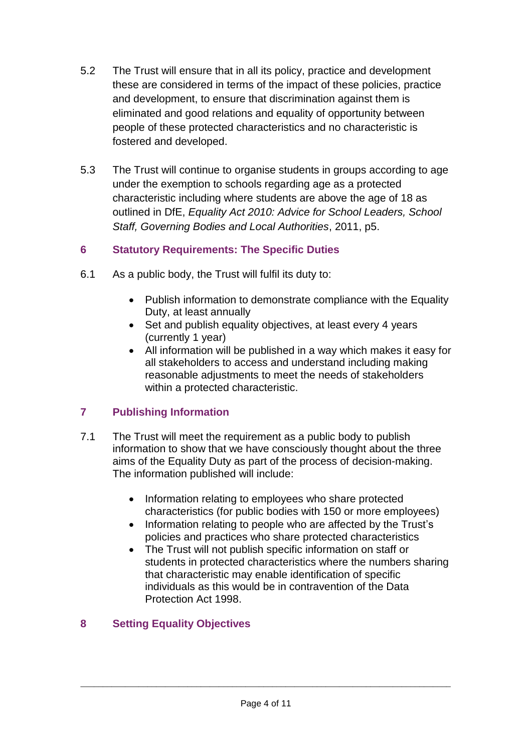5.2 The Trust will ensure that in all its policy, practice and development these are considered in terms of the impact of these policies, practice and development, to ensure that discrimination against them is eliminated and good relations and equality of opportunity between people of these protected characteristics and no characteristic is fostered and developed.

5.3 The Trust will continue to organise students in groups according to age under the exemption to schools regarding age as a protected characteristic including where students are above the age of 18 as outlined in DfE, *Equality Act 2010: Advice for School Leaders, School Staff, Governing Bodies and Local Authorities*, 2011, p5.

## 6 Statutory Requirements: The Specific Duties

6.1 As a public body, the Trust will fulfil its duty to:

- Publish information to demonstrate compliance with the Equality Duty, at least annually
- Set and publish equality objectives, at least every 4 years (currently 1 year)
- All information will be published in a way which makes it easy for all stakeholders to access and understand including making reasonable adjustments to meet the needs of stakeholders within a protected characteristic.

## 7 Publishing Information

7.1 The Trust will meet the requirement as a public body to publish information to show that we have consciously thought about the three aims of the Equality Duty as part of the process of decision-making. The information published will include:

- Information relating to employees who share protected characteristics (for public bodies with 150 or more employees)
- Information relating to people who are affected by the Trust's policies and practices who share protected characteristics
- The Trust will not publish specific information on staff or students in protected characteristics where the numbers sharing that characteristic may enable identification of specific individuals as this would be in contravention of the Data Protection Act 1998.

## 8 Setting Equality Objectives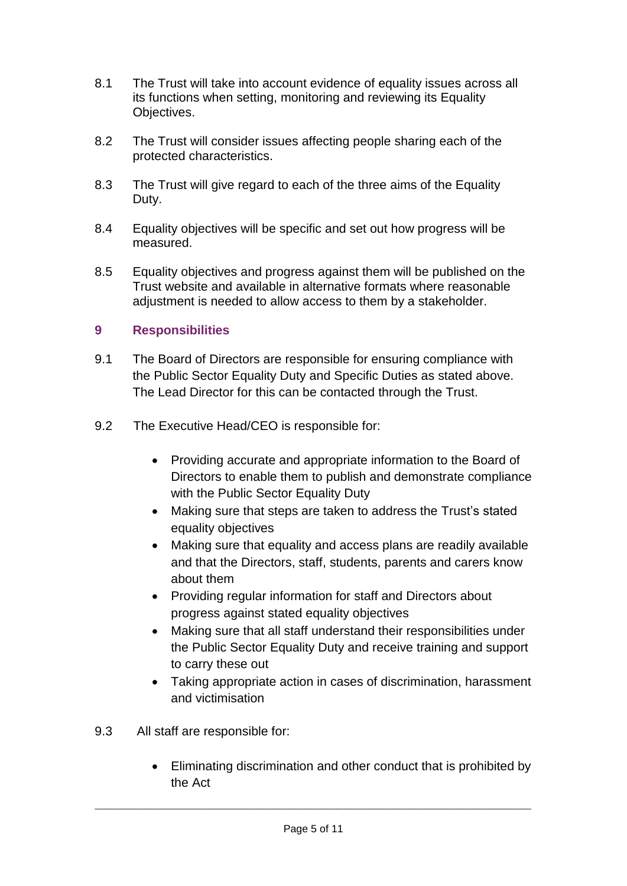8.1 The Trust will take into account evidence of equality issues across all its functions when setting, monitoring and reviewing its Equality Objectives.

8.2 The Trust will consider issues affecting people sharing each of the protected characteristics.

8.3 The Trust will give regard to each of the three aims of the Equality Duty.

8.4 Equality objectives will be specific and set out how progress will be measured.

8.5 Equality objectives and progress against them will be published on the Trust website and available in alternative formats where reasonable adjustment is needed to allow access to them by a stakeholder.

## 9 Responsibilities

9.1 The Board of Directors are responsible for ensuring compliance with the Public Sector Equality Duty and Specific Duties as stated above. The Lead Director for this can be contacted through the Trust.

9.2 The Executive Head/CEO is responsible for:

- Providing accurate and appropriate information to the Board of Directors to enable them to publish and demonstrate compliance with the Public Sector Equality Duty
- Making sure that steps are taken to address the Trust's stated equality objectives
- Making sure that equality and access plans are readily available and that the Directors, staff, students, parents and carers know about them
- Providing regular information for staff and Directors about progress against stated equality objectives
- Making sure that all staff understand their responsibilities under the Public Sector Equality Duty and receive training and support to carry these out
- Taking appropriate action in cases of discrimination, harassment and victimisation

9.3 All staff are responsible for:

- Eliminating discrimination and other conduct that is prohibited by the Act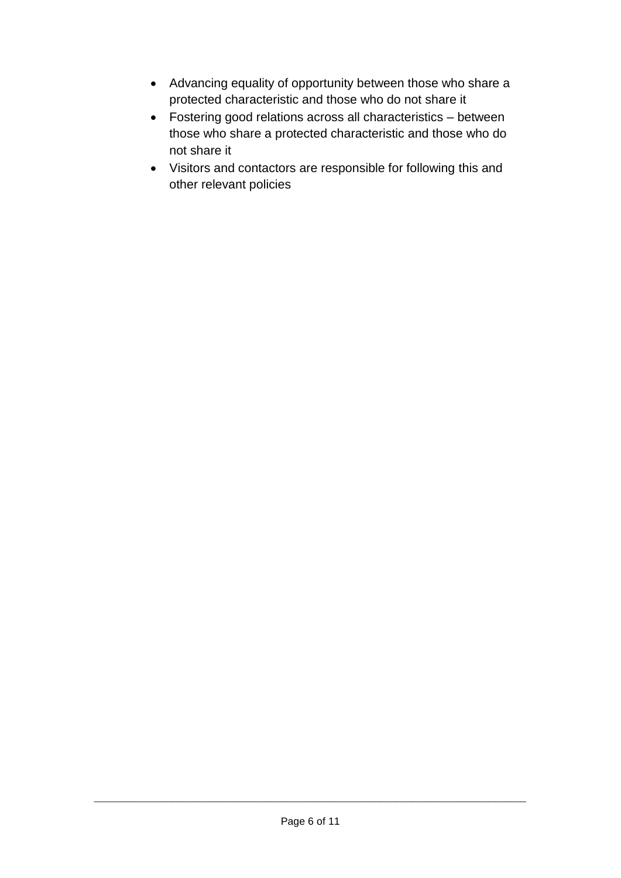- Advancing equality of opportunity between those who share a protected characteristic and those who do not share it
- Fostering good relations across all characteristics – between those who share a protected characteristic and those who do not share it
- Visitors and contactors are responsible for following this and other relevant policies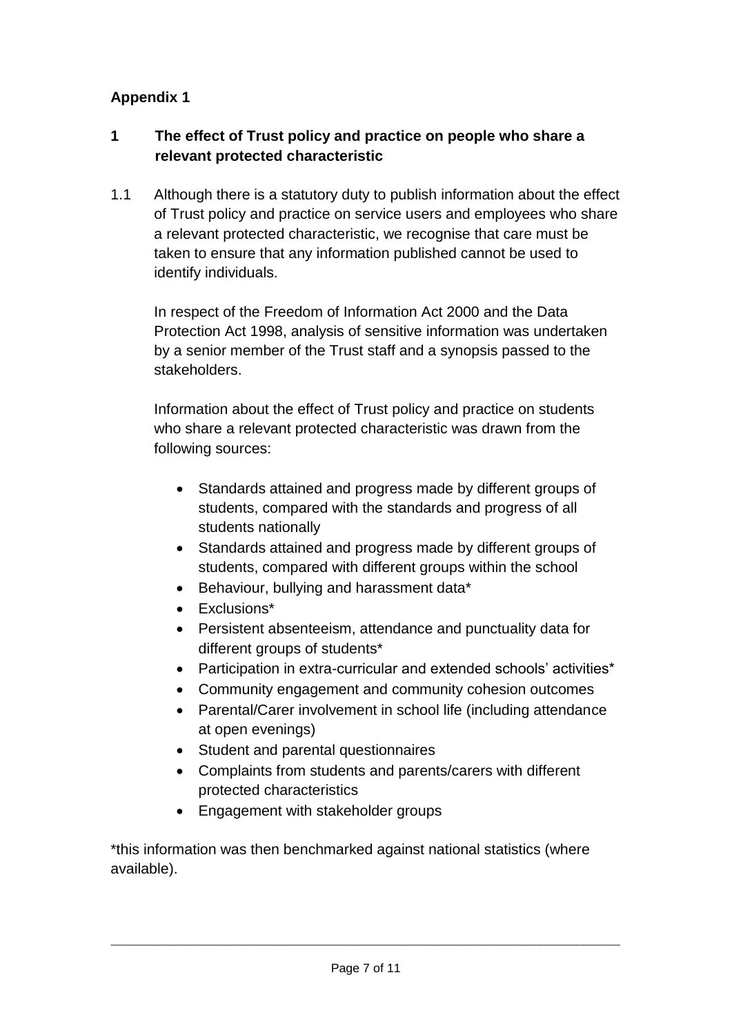**Appendix 1**

## 1 The effect of Trust policy and practice on people who share a relevant protected characteristic

1.1 Although there is a statutory duty to publish information about the effect of Trust policy and practice on service users and employees who share a relevant protected characteristic, we recognise that care must be taken to ensure that any information published cannot be used to identify individuals.

In respect of the Freedom of Information Act 2000 and the Data Protection Act 1998, analysis of sensitive information was undertaken by a senior member of the Trust staff and a synopsis passed to the stakeholders.

Information about the effect of Trust policy and practice on students who share a relevant protected characteristic was drawn from the following sources:

- Standards attained and progress made by different groups of students, compared with the standards and progress of all students nationally
- Standards attained and progress made by different groups of students, compared with different groups within the school
- Behaviour, bullying and harassment data*
- Exclusions*
- Persistent absenteeism, attendance and punctuality data for different groups of students*
- Participation in extra-curricular and extended schools' activities*
- Community engagement and community cohesion outcomes
- Parental/Carer involvement in school life (including attendance at open evenings)
- Student and parental questionnaires
- Complaints from students and parents/carers with different protected characteristics
- Engagement with stakeholder groups

*this information was then benchmarked against national statistics (where available).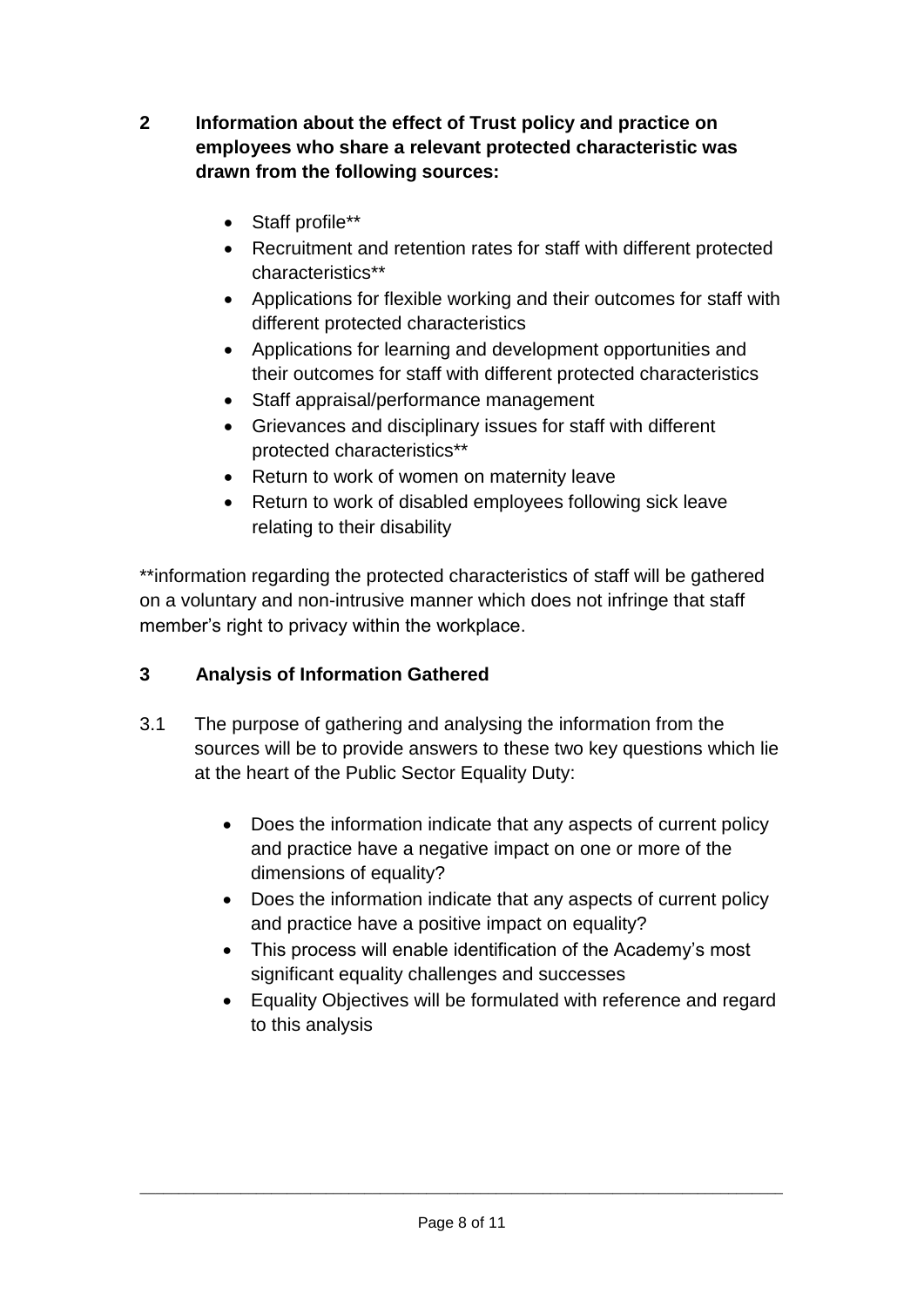## 2 Information about the effect of Trust policy and practice on employees who share a relevant protected characteristic was drawn from the following sources:

- Staff profile**
- Recruitment and retention rates for staff with different protected characteristics**
- Applications for flexible working and their outcomes for staff with different protected characteristics
- Applications for learning and development opportunities and their outcomes for staff with different protected characteristics
- Staff appraisal/performance management
- Grievances and disciplinary issues for staff with different protected characteristics**
- Return to work of women on maternity leave
- Return to work of disabled employees following sick leave relating to their disability

**information regarding the protected characteristics of staff will be gathered on a voluntary and non-intrusive manner which does not infringe that staff member's right to privacy within the workplace.

## 3 Analysis of Information Gathered

3.1 The purpose of gathering and analysing the information from the sources will be to provide answers to these two key questions which lie at the heart of the Public Sector Equality Duty:

- Does the information indicate that any aspects of current policy and practice have a negative impact on one or more of the dimensions of equality?
- Does the information indicate that any aspects of current policy and practice have a positive impact on equality?
- This process will enable identification of the Academy's most significant equality challenges and successes
- Equality Objectives will be formulated with reference and regard to this analysis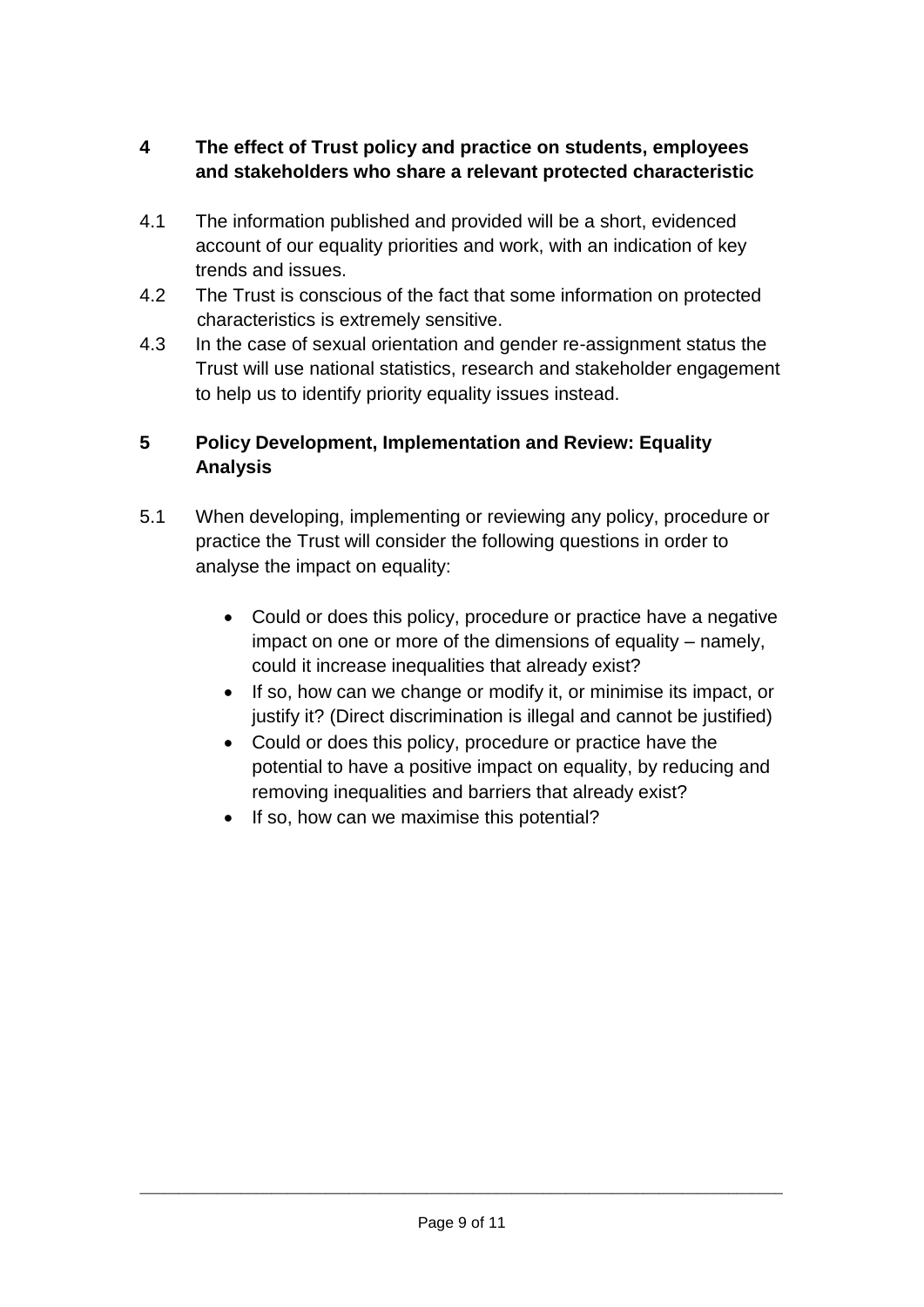## 4 The effect of Trust policy and practice on students, employees and stakeholders who share a relevant protected characteristic

4.1 The information published and provided will be a short, evidenced account of our equality priorities and work, with an indication of key trends and issues.

4.2 The Trust is conscious of the fact that some information on protected characteristics is extremely sensitive.

4.3 In the case of sexual orientation and gender re-assignment status the Trust will use national statistics, research and stakeholder engagement to help us to identify priority equality issues instead.

## 5 Policy Development, Implementation and Review: Equality Analysis

5.1 When developing, implementing or reviewing any policy, procedure or practice the Trust will consider the following questions in order to analyse the impact on equality:

- Could or does this policy, procedure or practice have a negative impact on one or more of the dimensions of equality – namely, could it increase inequalities that already exist?
- If so, how can we change or modify it, or minimise its impact, or justify it? (Direct discrimination is illegal and cannot be justified)
- Could or does this policy, procedure or practice have the potential to have a positive impact on equality, by reducing and removing inequalities and barriers that already exist?
- If so, how can we maximise this potential?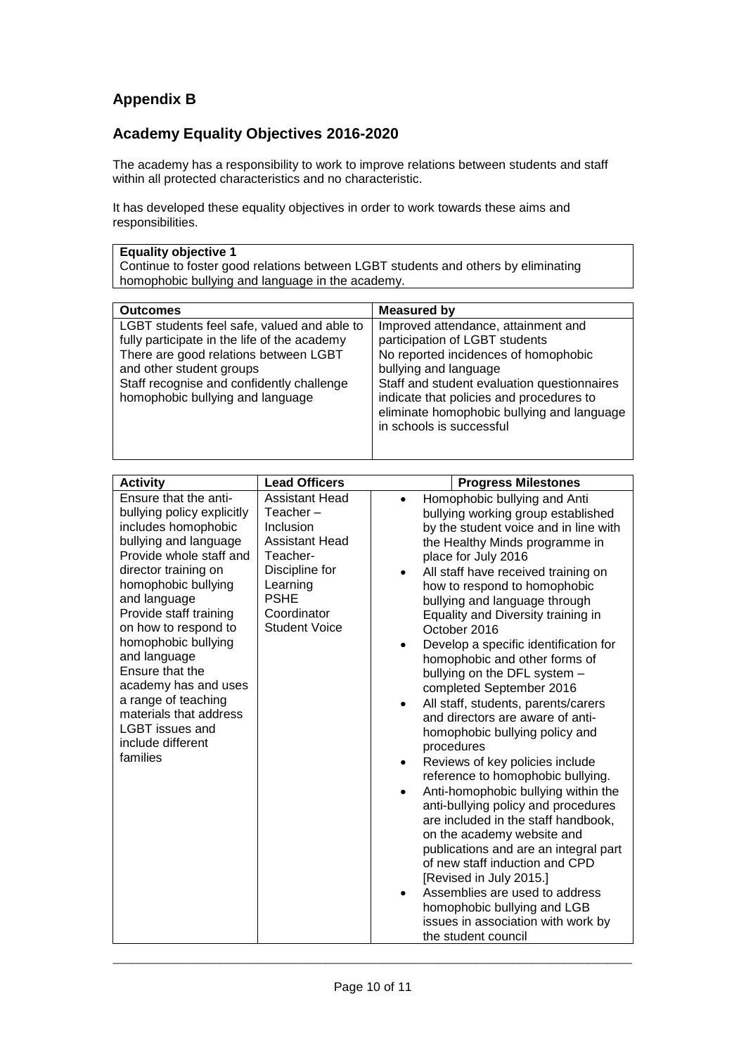## Appendix B

## Academy Equality Objectives 2016-2020

The academy has a responsibility to work to improve relations between students and staff within all protected characteristics and no characteristic.

It has developed these equality objectives in order to work towards these aims and responsibilities.

| **Equality objective 1** |
|---|
| Continue to foster good relations between LGBT students and others by eliminating homophobic bullying and language in the academy. |

| **Outcomes** | **Measured by** |
|---|---|
| LGBT students feel safe, valued and able to fully participate in the life of the academy<br>There are good relations between LGBT and other student groups<br>Staff recognise and confidently challenge homophobic bullying and language | Improved attendance, attainment and participation of LGBT students<br>No reported incidences of homophobic bullying and language<br>Staff and student evaluation questionnaires indicate that policies and procedures to eliminate homophobic bullying and language in schools is successful |

| **Activity** | **Lead Officers** | **Progress Milestones** |
|---|---|---|
| Ensure that the anti-bullying policy explicitly includes homophobic bullying and language<br>Provide whole staff and director training on homophobic bullying and language<br>Provide staff training on how to respond to homophobic bullying and language<br>Ensure that the academy has and uses a range of teaching materials that address LGBT issues and include different families | Assistant Head Teacher – Inclusion<br>Assistant Head Teacher- Discipline for Learning<br>PSHE Coordinator<br>Student Voice | • Homophobic bullying and Anti bullying working group established by the student voice and in line with the Healthy Minds programme in place for July 2016<br>• All staff have received training on how to respond to homophobic bullying and language through Equality and Diversity training in October 2016<br>• Develop a specific identification for homophobic and other forms of bullying on the DFL system – completed September 2016<br>• All staff, students, parents/carers and directors are aware of anti-homophobic bullying policy and procedures<br>• Reviews of key policies include reference to homophobic bullying.<br>• Anti-homophobic bullying within the anti-bullying policy and procedures are included in the staff handbook, on the academy website and publications and are an integral part of new staff induction and CPD [Revised in July 2015.]<br>• Assemblies are used to address homophobic bullying and LGB issues in association with work by the student council |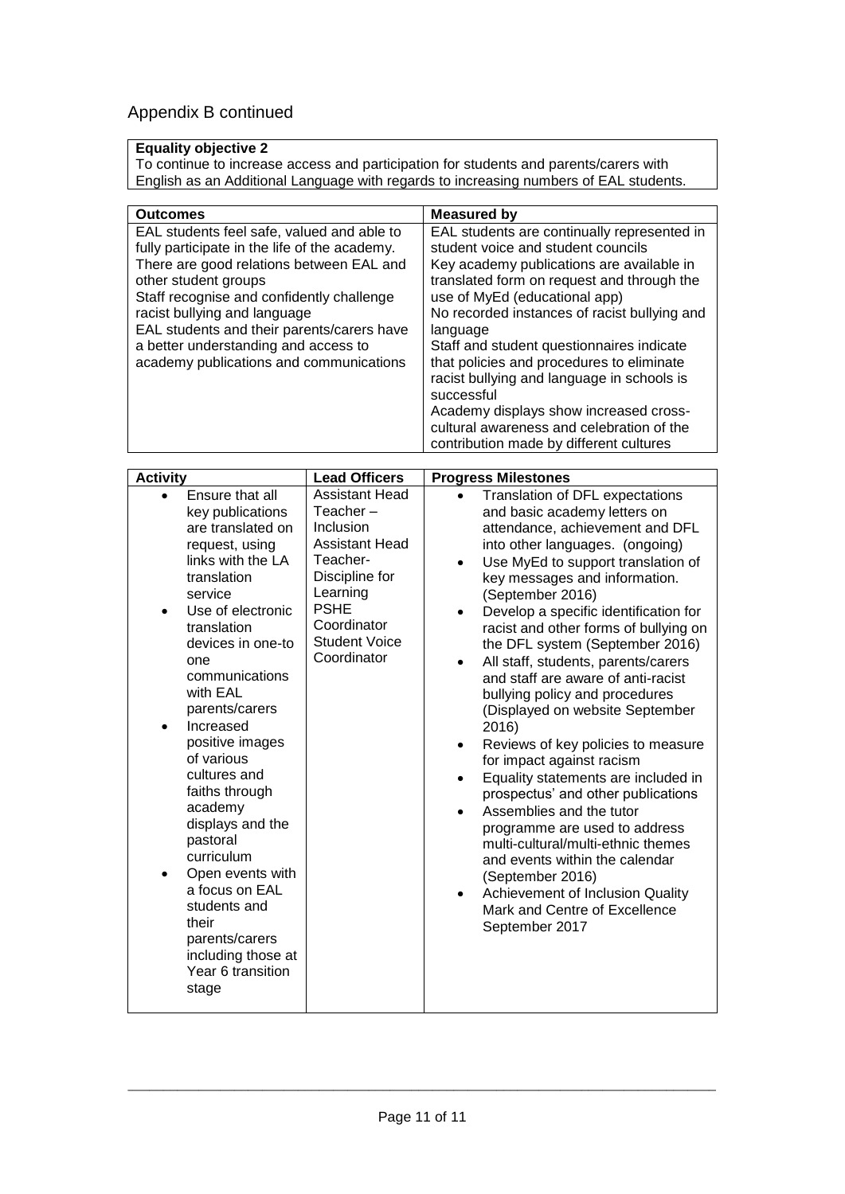## Appendix B continued

| **Equality objective 2** |
|---|
| To continue to increase access and participation for students and parents/carers with English as an Additional Language with regards to increasing numbers of EAL students. |

| **Outcomes** | **Measured by** |
|---|---|
| EAL students feel safe, valued and able to fully participate in the life of the academy.<br>There are good relations between EAL and other student groups<br>Staff recognise and confidently challenge racist bullying and language<br>EAL students and their parents/carers have a better understanding and access to academy publications and communications | EAL students are continually represented in student voice and student councils<br>Key academy publications are available in translated form on request and through the use of MyEd (educational app)<br>No recorded instances of racist bullying and language<br>Staff and student questionnaires indicate that policies and procedures to eliminate racist bullying and language in schools is successful<br>Academy displays show increased cross-cultural awareness and celebration of the contribution made by different cultures |

| **Activity** | **Lead Officers** | **Progress Milestones** |
|---|---|---|
| • Ensure that all key publications are translated on request, using links with the LA translation service<br>• Use of electronic translation devices in one-to one communications with EAL parents/carers<br>• Increased positive images of various cultures and faiths through academy displays and the pastoral curriculum<br>• Open events with a focus on EAL students and their parents/carers including those at Year 6 transition stage | Assistant Head Teacher – Inclusion<br>Assistant Head Teacher- Discipline for Learning<br>PSHE Coordinator<br>Student Voice Coordinator | • Translation of DFL expectations and basic academy letters on attendance, achievement and DFL into other languages. (ongoing)<br>• Use MyEd to support translation of key messages and information. (September 2016)<br>• Develop a specific identification for racist and other forms of bullying on the DFL system (September 2016)<br>• All staff, students, parents/carers and staff are aware of anti-racist bullying policy and procedures (Displayed on website September 2016)<br>• Reviews of key policies to measure for impact against racism<br>• Equality statements are included in prospectus' and other publications<br>• Assemblies and the tutor programme are used to address multi-cultural/multi-ethnic themes and events within the calendar (September 2016)<br>• Achievement of Inclusion Quality Mark and Centre of Excellence September 2017 |